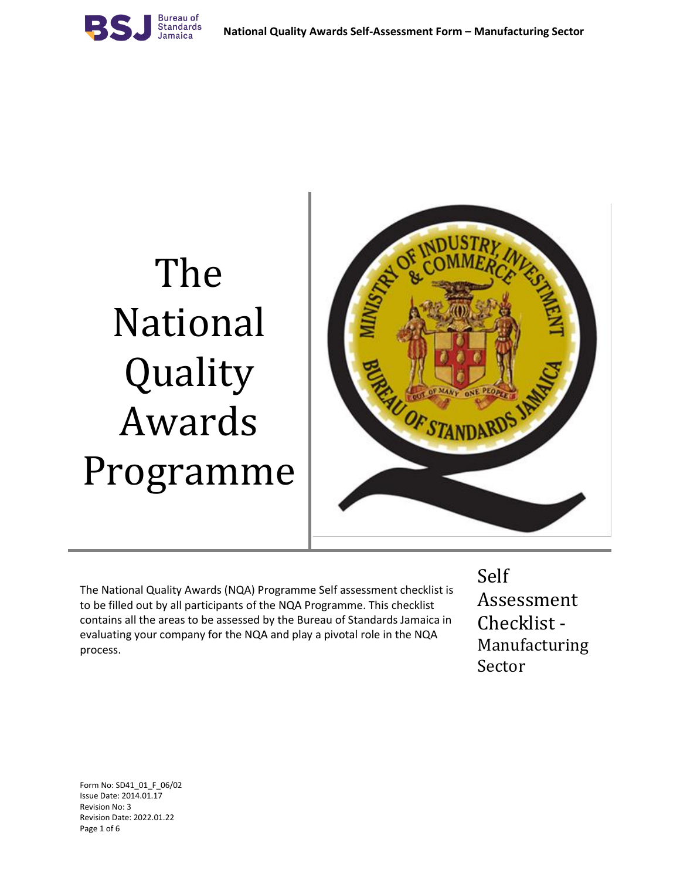# The National Quality Awards Programme

The National Quality Awards (NQA) Programme Self assessment checklist is to be filled out by all participants of the NQA Programme. This checklist contains all the areas to be assessed by the Bureau of Standards Jamaica in evaluating your company for the NQA and play a pivotal role in the NQA process.

## Self Assessment Checklist - Manufacturing Sector

Form No: SD41_01_F_06/02
Issue Date: 2014.01.17
Revision No: 3
Revision Date: 2022.01.22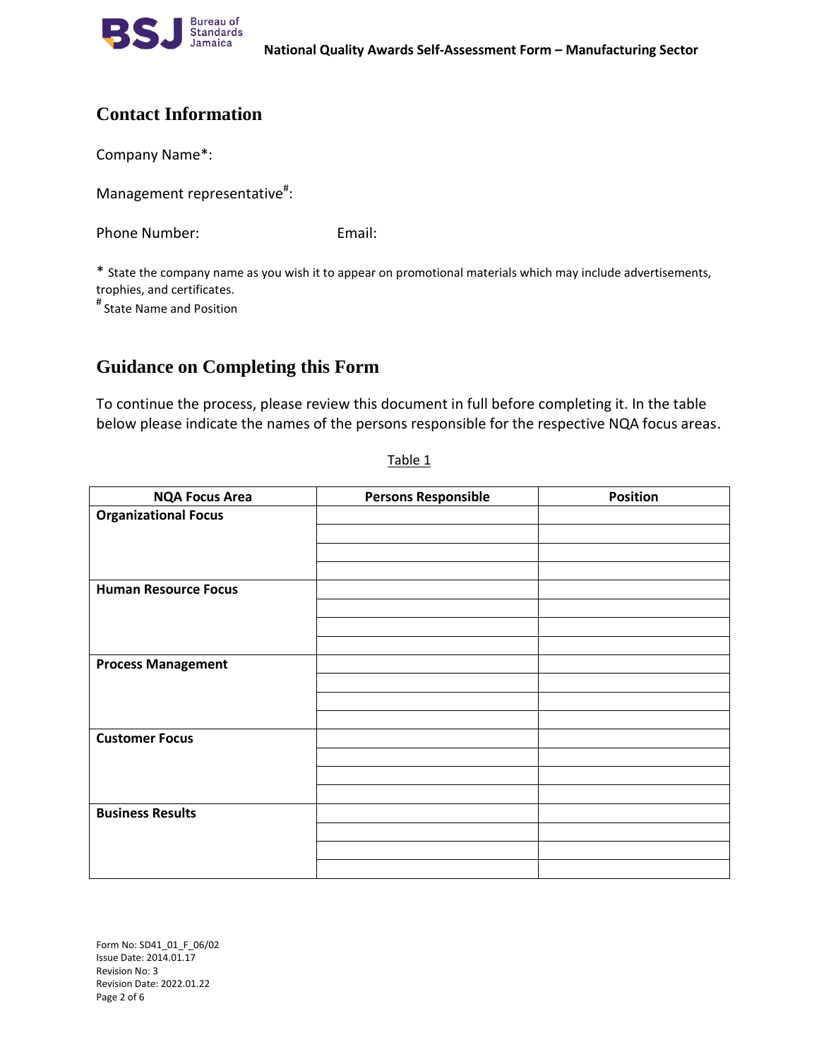## Contact Information

Company Name*:

Management representative[#]:

Phone Number: Email:

* State the company name as you wish it to appear on promotional materials which may include advertisements, trophies, and certificates.
[#] State Name and Position

## Guidance on Completing this Form

To continue the process, please review this document in full before completing it. In the table below please indicate the names of the persons responsible for the respective NQA focus areas.

Table 1

| NQA Focus Area | Persons Responsible | Position |
|---|---|---|
| **Organizational Focus** | | |
| | | |
| | | |
| | | |
| **Human Resource Focus** | | |
| | | |
| | | |
| | | |
| **Process Management** | | |
| | | |
| | | |
| | | |
| **Customer Focus** | | |
| | | |
| | | |
| | | |
| **Business Results** | | |
| | | |
| | | |
| | | |

Form No: SD41_01_F_06/02
Issue Date: 2014.01.17
Revision No: 3
Revision Date: 2022.01.22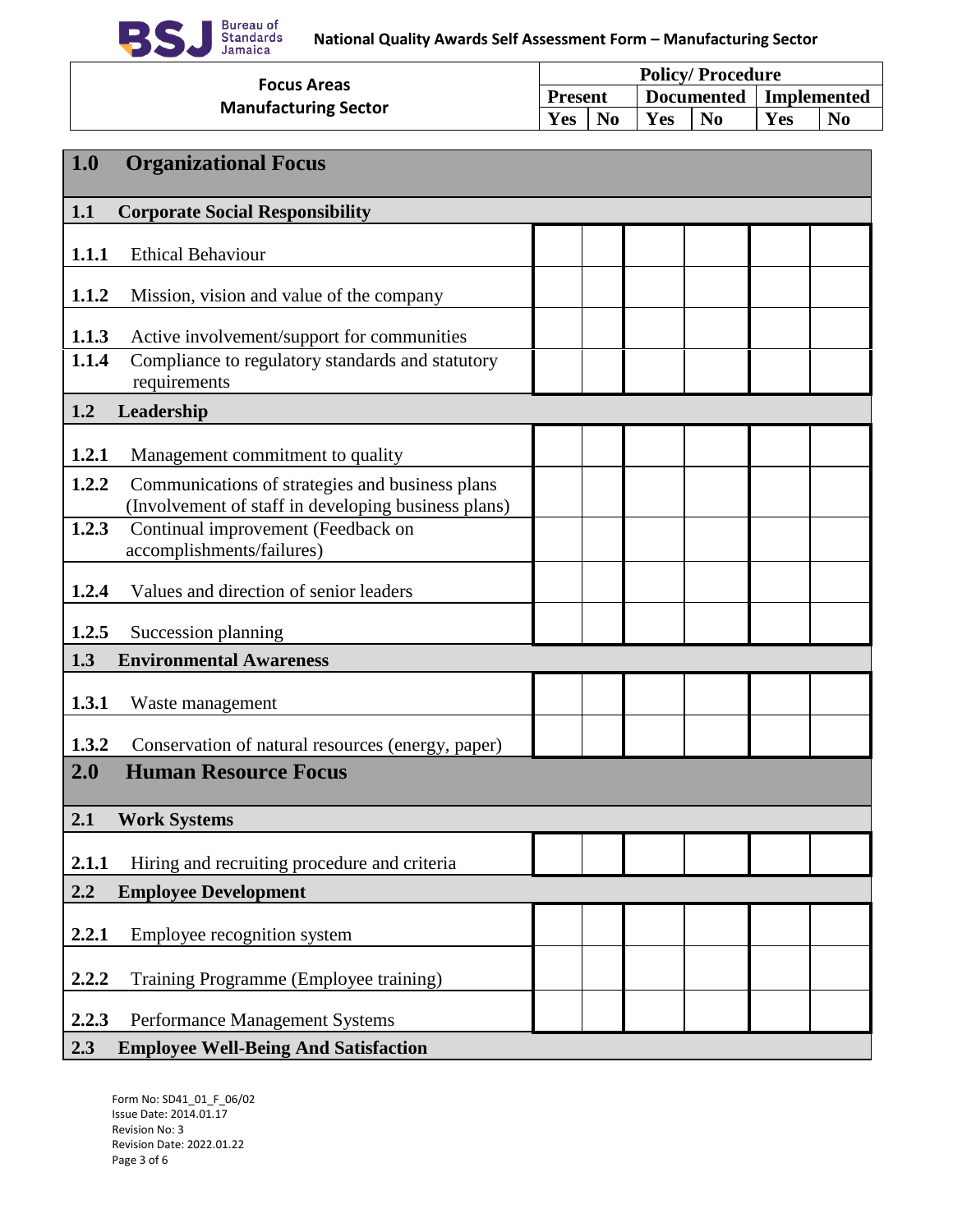| Focus Areas Manufacturing Sector | Policy/ Procedure | | | | | |
|---|---|---|---|---|---|---|
| | Present | | Documented | | Implemented | |
| | Yes | No | Yes | No | Yes | No |
| **1.0 Organizational Focus** | | | | | | |
| **1.1 Corporate Social Responsibility** | | | | | | |
| **1.1.1** Ethical Behaviour | | | | | | |
| **1.1.2** Mission, vision and value of the company | | | | | | |
| **1.1.3** Active involvement/support for communities | | | | | | |
| **1.1.4** Compliance to regulatory standards and statutory requirements | | | | | | |
| **1.2 Leadership** | | | | | | |
| **1.2.1** Management commitment to quality | | | | | | |
| **1.2.2** Communications of strategies and business plans (Involvement of staff in developing business plans) | | | | | | |
| **1.2.3** Continual improvement (Feedback on accomplishments/failures) | | | | | | |
| **1.2.4** Values and direction of senior leaders | | | | | | |
| **1.2.5** Succession planning | | | | | | |
| **1.3 Environmental Awareness** | | | | | | |
| **1.3.1** Waste management | | | | | | |
| **1.3.2** Conservation of natural resources (energy, paper) | | | | | | |
| **2.0 Human Resource Focus** | | | | | | |
| **2.1 Work Systems** | | | | | | |
| **2.1.1** Hiring and recruiting procedure and criteria | | | | | | |
| **2.2 Employee Development** | | | | | | |
| **2.2.1** Employee recognition system | | | | | | |
| **2.2.2** Training Programme (Employee training) | | | | | | |
| **2.2.3** Performance Management Systems | | | | | | |
| **2.3 Employee Well-Being And Satisfaction** | | | | | | |

Form No: SD41_01_F_06/02
Issue Date: 2014.01.17
Revision No: 3
Revision Date: 2022.01.22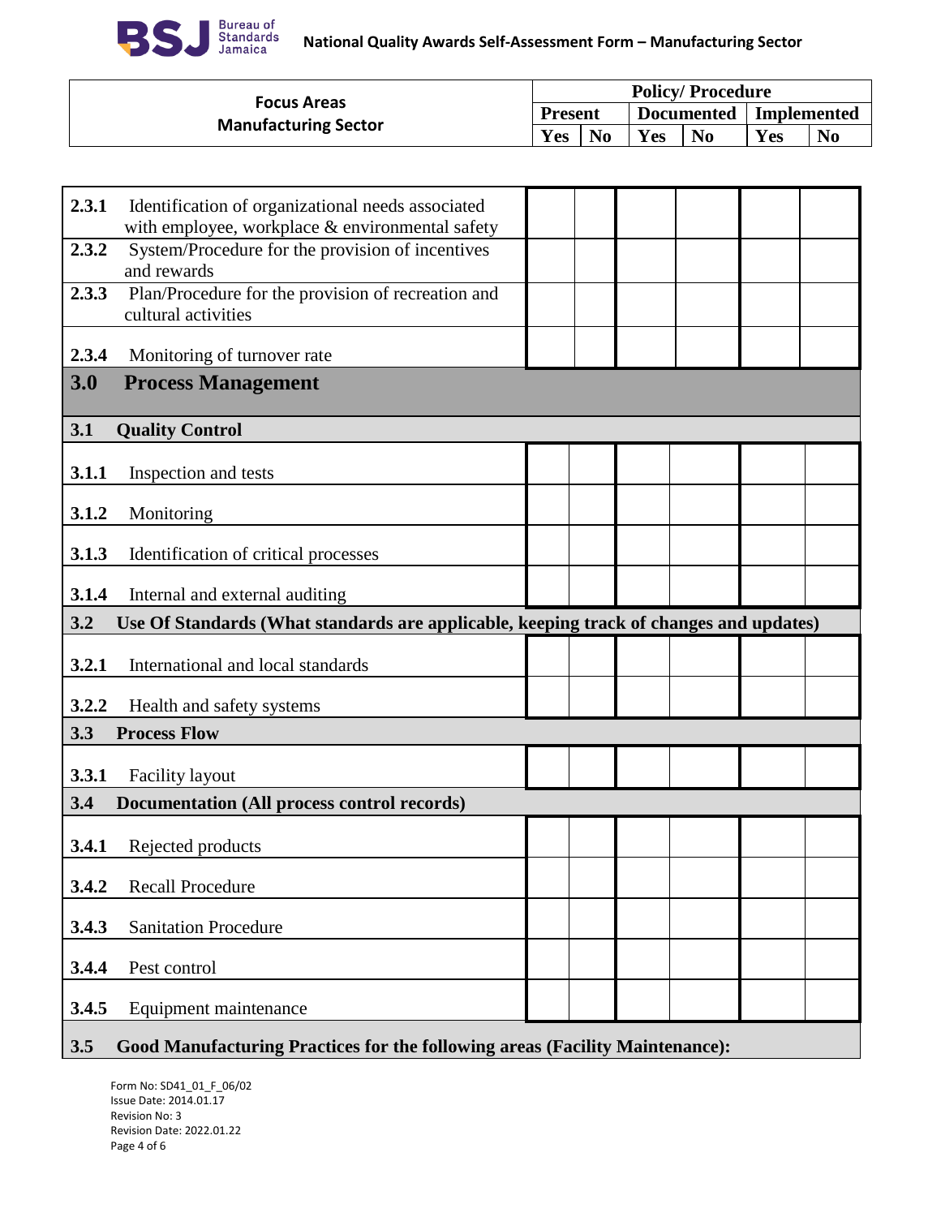| Focus Areas Manufacturing Sector | Policy/ Procedure | | | | | |
|---|---|---|---|---|---|---|
| | Present | | Documented | | Implemented | |
| | Yes | No | Yes | No | Yes | No |
| **2.3.1** Identification of organizational needs associated with employee, workplace & environmental safety | | | | | | |
| **2.3.2** System/Procedure for the provision of incentives and rewards | | | | | | |
| **2.3.3** Plan/Procedure for the provision of recreation and cultural activities | | | | | | |
| **2.3.4** Monitoring of turnover rate | | | | | | |
| **3.0 Process Management** | | | | | | |
| **3.1 Quality Control** | | | | | | |
| **3.1.1** Inspection and tests | | | | | | |
| **3.1.2** Monitoring | | | | | | |
| **3.1.3** Identification of critical processes | | | | | | |
| **3.1.4** Internal and external auditing | | | | | | |
| **3.2 Use Of Standards (What standards are applicable, keeping track of changes and updates)** | | | | | | |
| **3.2.1** International and local standards | | | | | | |
| **3.2.2** Health and safety systems | | | | | | |
| **3.3 Process Flow** | | | | | | |
| **3.3.1** Facility layout | | | | | | |
| **3.4 Documentation (All process control records)** | | | | | | |
| **3.4.1** Rejected products | | | | | | |
| **3.4.2** Recall Procedure | | | | | | |
| **3.4.3** Sanitation Procedure | | | | | | |
| **3.4.4** Pest control | | | | | | |
| **3.4.5** Equipment maintenance | | | | | | |
| **3.5 Good Manufacturing Practices for the following areas (Facility Maintenance):** | | | | | | |

Form No: SD41_01_F_06/02
Issue Date: 2014.01.17
Revision No: 3
Revision Date: 2022.01.22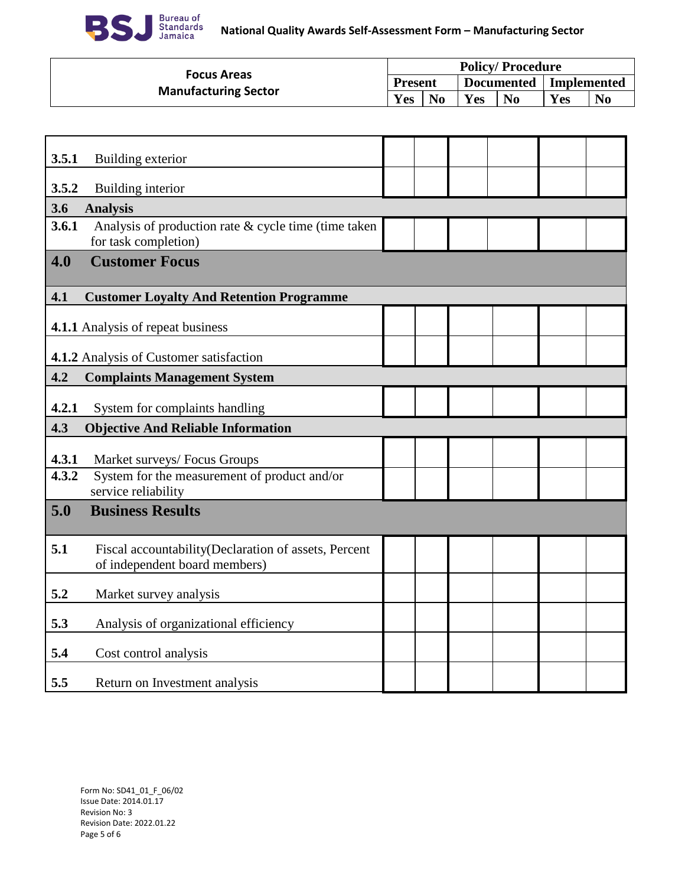| Focus Areas Manufacturing Sector | Policy/ Procedure | | | | | |
|---|---|---|---|---|---|---|
| | Present | | Documented | | Implemented | |
| | Yes | No | Yes | No | Yes | No |
| **3.5.1** Building exterior | | | | | | |
| **3.5.2** Building interior | | | | | | |
| **3.6 Analysis** | | | | | | |
| **3.6.1** Analysis of production rate & cycle time (time taken for task completion) | | | | | | |
| **4.0 Customer Focus** | | | | | | |
| **4.1 Customer Loyalty And Retention Programme** | | | | | | |
| **4.1.1** Analysis of repeat business | | | | | | |
| **4.1.2** Analysis of Customer satisfaction | | | | | | |
| **4.2 Complaints Management System** | | | | | | |
| **4.2.1** System for complaints handling | | | | | | |
| **4.3 Objective And Reliable Information** | | | | | | |
| **4.3.1** Market surveys/ Focus Groups | | | | | | |
| **4.3.2** System for the measurement of product and/or service reliability | | | | | | |
| **5.0 Business Results** | | | | | | |
| **5.1** Fiscal accountability(Declaration of assets, Percent of independent board members) | | | | | | |
| **5.2** Market survey analysis | | | | | | |
| **5.3** Analysis of organizational efficiency | | | | | | |
| **5.4** Cost control analysis | | | | | | |
| **5.5** Return on Investment analysis | | | | | | |

Form No: SD41_01_F_06/02
Issue Date: 2014.01.17
Revision No: 3
Revision Date: 2022.01.22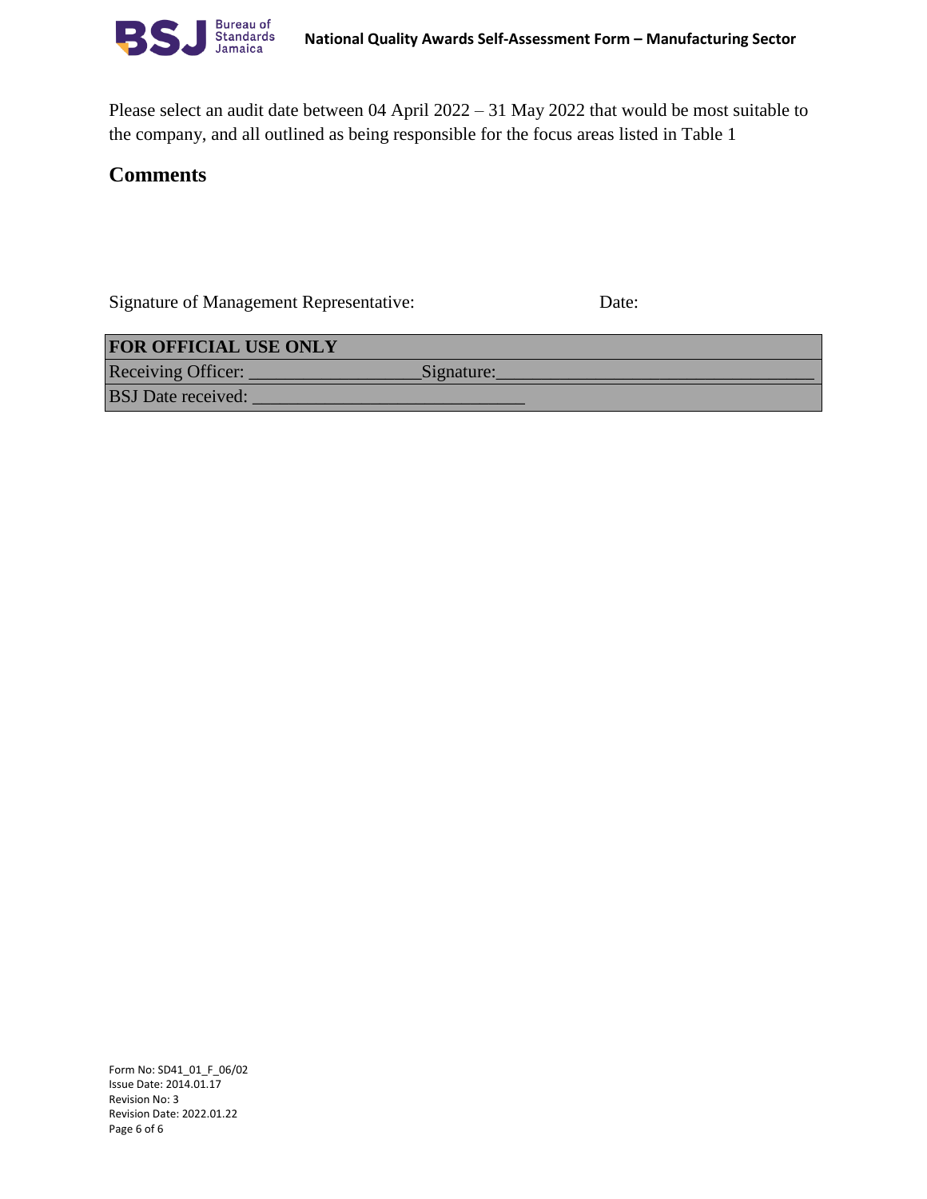Please select an audit date between 04 April 2022 – 31 May 2022 that would be most suitable to the company, and all outlined as being responsible for the focus areas listed in Table 1

## Comments

Signature of Management Representative: Date:

| FOR OFFICIAL USE ONLY | |
|---|---|
| Receiving Officer: __________________ | Signature:__________________________________ |
| BSJ Date received: _____________________________ | |

Form No: SD41_01_F_06/02
Issue Date: 2014.01.17
Revision No: 3
Revision Date: 2022.01.22